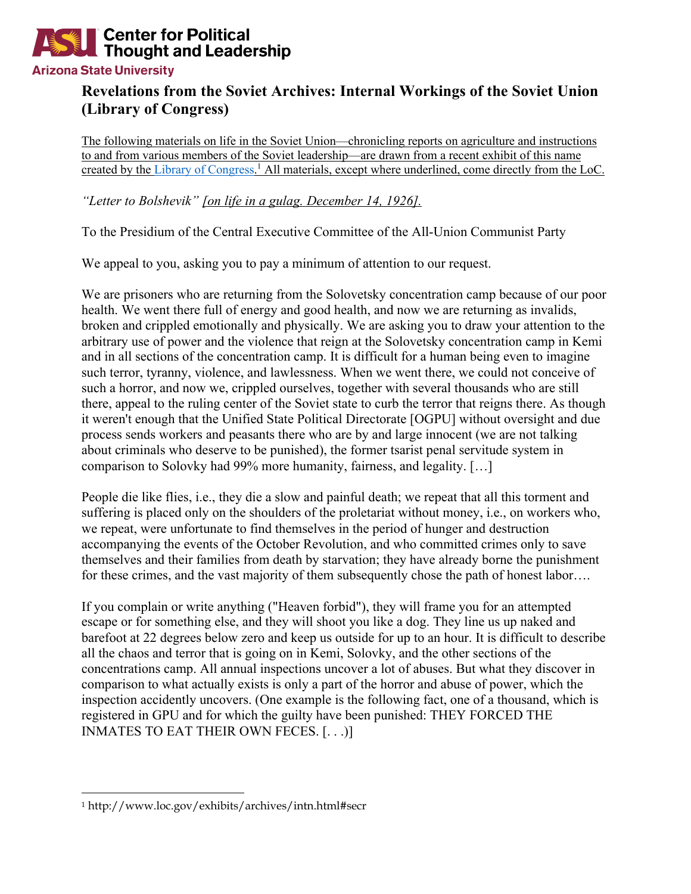Center for Political Thought and Leadership
Arizona State University

# Revelations from the Soviet Archives: Internal Workings of the Soviet Union (Library of Congress)

The following materials on life in the Soviet Union—chronicling reports on agriculture and instructions to and from various members of the Soviet leadership—are drawn from a recent exhibit of this name created by the Library of Congress.[1] All materials, except where underlined, come directly from the LoC.

*"Letter to Bolshevik"* [on life in a gulag. December 14, 1926].

To the Presidium of the Central Executive Committee of the All-Union Communist Party

We appeal to you, asking you to pay a minimum of attention to our request.

We are prisoners who are returning from the Solovetsky concentration camp because of our poor health. We went there full of energy and good health, and now we are returning as invalids, broken and crippled emotionally and physically. We are asking you to draw your attention to the arbitrary use of power and the violence that reign at the Solovetsky concentration camp in Kemi and in all sections of the concentration camp. It is difficult for a human being even to imagine such terror, tyranny, violence, and lawlessness. When we went there, we could not conceive of such a horror, and now we, crippled ourselves, together with several thousands who are still there, appeal to the ruling center of the Soviet state to curb the terror that reigns there. As though it weren't enough that the Unified State Political Directorate [OGPU] without oversight and due process sends workers and peasants there who are by and large innocent (we are not talking about criminals who deserve to be punished), the former tsarist penal servitude system in comparison to Solovky had 99% more humanity, fairness, and legality. […]

People die like flies, i.e., they die a slow and painful death; we repeat that all this torment and suffering is placed only on the shoulders of the proletariat without money, i.e., on workers who, we repeat, were unfortunate to find themselves in the period of hunger and destruction accompanying the events of the October Revolution, and who committed crimes only to save themselves and their families from death by starvation; they have already borne the punishment for these crimes, and the vast majority of them subsequently chose the path of honest labor….

If you complain or write anything ("Heaven forbid"), they will frame you for an attempted escape or for something else, and they will shoot you like a dog. They line us up naked and barefoot at 22 degrees below zero and keep us outside for up to an hour. It is difficult to describe all the chaos and terror that is going on in Kemi, Solovky, and the other sections of the concentrations camp. All annual inspections uncover a lot of abuses. But what they discover in comparison to what actually exists is only a part of the horror and abuse of power, which the inspection accidently uncovers. (One example is the following fact, one of a thousand, which is registered in GPU and for which the guilty have been punished: THEY FORCED THE INMATES TO EAT THEIR OWN FECES. [. . .)]

[1] http://www.loc.gov/exhibits/archives/intn.html#secr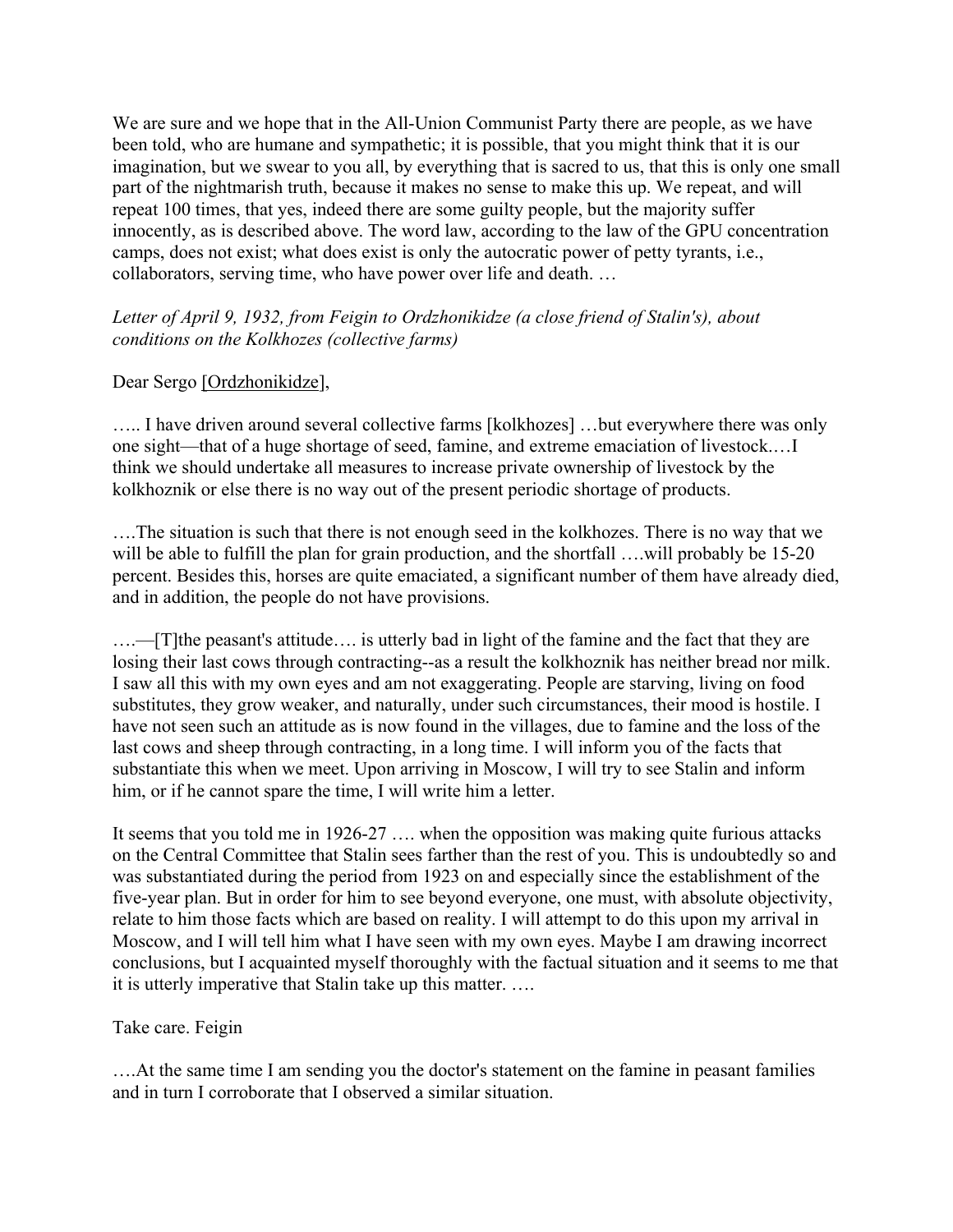We are sure and we hope that in the All-Union Communist Party there are people, as we have been told, who are humane and sympathetic; it is possible, that you might think that it is our imagination, but we swear to you all, by everything that is sacred to us, that this is only one small part of the nightmarish truth, because it makes no sense to make this up. We repeat, and will repeat 100 times, that yes, indeed there are some guilty people, but the majority suffer innocently, as is described above. The word law, according to the law of the GPU concentration camps, does not exist; what does exist is only the autocratic power of petty tyrants, i.e., collaborators, serving time, who have power over life and death. …

*Letter of April 9, 1932, from Feigin to Ordzhonikidze (a close friend of Stalin's), about conditions on the Kolkhozes (collective farms)*

Dear Sergo [Ordzhonikidze],

….. I have driven around several collective farms [kolkhozes] …but everywhere there was only one sight—that of a huge shortage of seed, famine, and extreme emaciation of livestock.…I think we should undertake all measures to increase private ownership of livestock by the kolkhoznik or else there is no way out of the present periodic shortage of products.

….The situation is such that there is not enough seed in the kolkhozes. There is no way that we will be able to fulfill the plan for grain production, and the shortfall ….will probably be 15-20 percent. Besides this, horses are quite emaciated, a significant number of them have already died, and in addition, the people do not have provisions.

….—[T]the peasant's attitude…. is utterly bad in light of the famine and the fact that they are losing their last cows through contracting--as a result the kolkhoznik has neither bread nor milk. I saw all this with my own eyes and am not exaggerating. People are starving, living on food substitutes, they grow weaker, and naturally, under such circumstances, their mood is hostile. I have not seen such an attitude as is now found in the villages, due to famine and the loss of the last cows and sheep through contracting, in a long time. I will inform you of the facts that substantiate this when we meet. Upon arriving in Moscow, I will try to see Stalin and inform him, or if he cannot spare the time, I will write him a letter.

It seems that you told me in 1926-27 …. when the opposition was making quite furious attacks on the Central Committee that Stalin sees farther than the rest of you. This is undoubtedly so and was substantiated during the period from 1923 on and especially since the establishment of the five-year plan. But in order for him to see beyond everyone, one must, with absolute objectivity, relate to him those facts which are based on reality. I will attempt to do this upon my arrival in Moscow, and I will tell him what I have seen with my own eyes. Maybe I am drawing incorrect conclusions, but I acquainted myself thoroughly with the factual situation and it seems to me that it is utterly imperative that Stalin take up this matter. ….

Take care. Feigin

….At the same time I am sending you the doctor's statement on the famine in peasant families and in turn I corroborate that I observed a similar situation.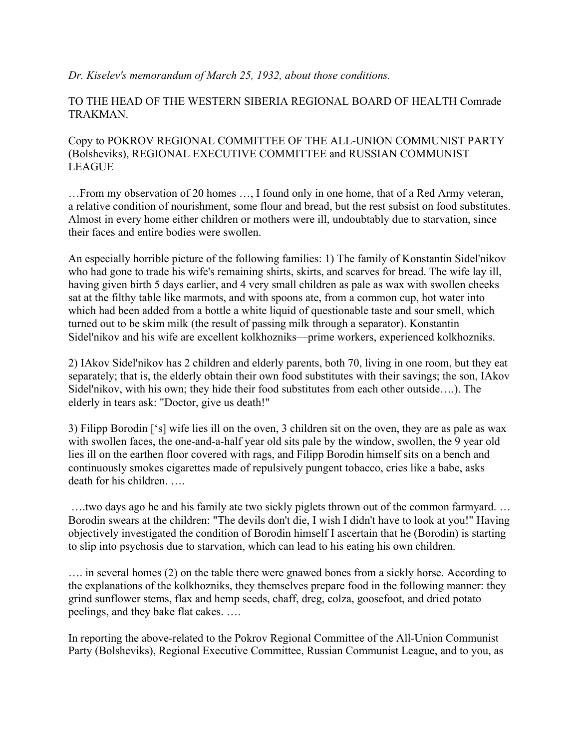*Dr. Kiselev's memorandum of March 25, 1932, about those conditions.*

TO THE HEAD OF THE WESTERN SIBERIA REGIONAL BOARD OF HEALTH Comrade TRAKMAN.

Copy to POKROV REGIONAL COMMITTEE OF THE ALL-UNION COMMUNIST PARTY (Bolsheviks), REGIONAL EXECUTIVE COMMITTEE and RUSSIAN COMMUNIST LEAGUE

…From my observation of 20 homes …, I found only in one home, that of a Red Army veteran, a relative condition of nourishment, some flour and bread, but the rest subsist on food substitutes. Almost in every home either children or mothers were ill, undoubtably due to starvation, since their faces and entire bodies were swollen.

An especially horrible picture of the following families: 1) The family of Konstantin Sidel'nikov who had gone to trade his wife's remaining shirts, skirts, and scarves for bread. The wife lay ill, having given birth 5 days earlier, and 4 very small children as pale as wax with swollen cheeks sat at the filthy table like marmots, and with spoons ate, from a common cup, hot water into which had been added from a bottle a white liquid of questionable taste and sour smell, which turned out to be skim milk (the result of passing milk through a separator). Konstantin Sidel'nikov and his wife are excellent kolkhozniks—prime workers, experienced kolkhozniks.

2) IAkov Sidel'nikov has 2 children and elderly parents, both 70, living in one room, but they eat separately; that is, the elderly obtain their own food substitutes with their savings; the son, IAkov Sidel'nikov, with his own; they hide their food substitutes from each other outside….). The elderly in tears ask: "Doctor, give us death!"

3) Filipp Borodin ['s] wife lies ill on the oven, 3 children sit on the oven, they are as pale as wax with swollen faces, the one-and-a-half year old sits pale by the window, swollen, the 9 year old lies ill on the earthen floor covered with rags, and Filipp Borodin himself sits on a bench and continuously smokes cigarettes made of repulsively pungent tobacco, cries like a babe, asks death for his children. ….

….two days ago he and his family ate two sickly piglets thrown out of the common farmyard. … Borodin swears at the children: "The devils don't die, I wish I didn't have to look at you!" Having objectively investigated the condition of Borodin himself I ascertain that he (Borodin) is starting to slip into psychosis due to starvation, which can lead to his eating his own children.

…. in several homes (2) on the table there were gnawed bones from a sickly horse. According to the explanations of the kolkhozniks, they themselves prepare food in the following manner: they grind sunflower stems, flax and hemp seeds, chaff, dreg, colza, goosefoot, and dried potato peelings, and they bake flat cakes. ….

In reporting the above-related to the Pokrov Regional Committee of the All-Union Communist Party (Bolsheviks), Regional Executive Committee, Russian Communist League, and to you, as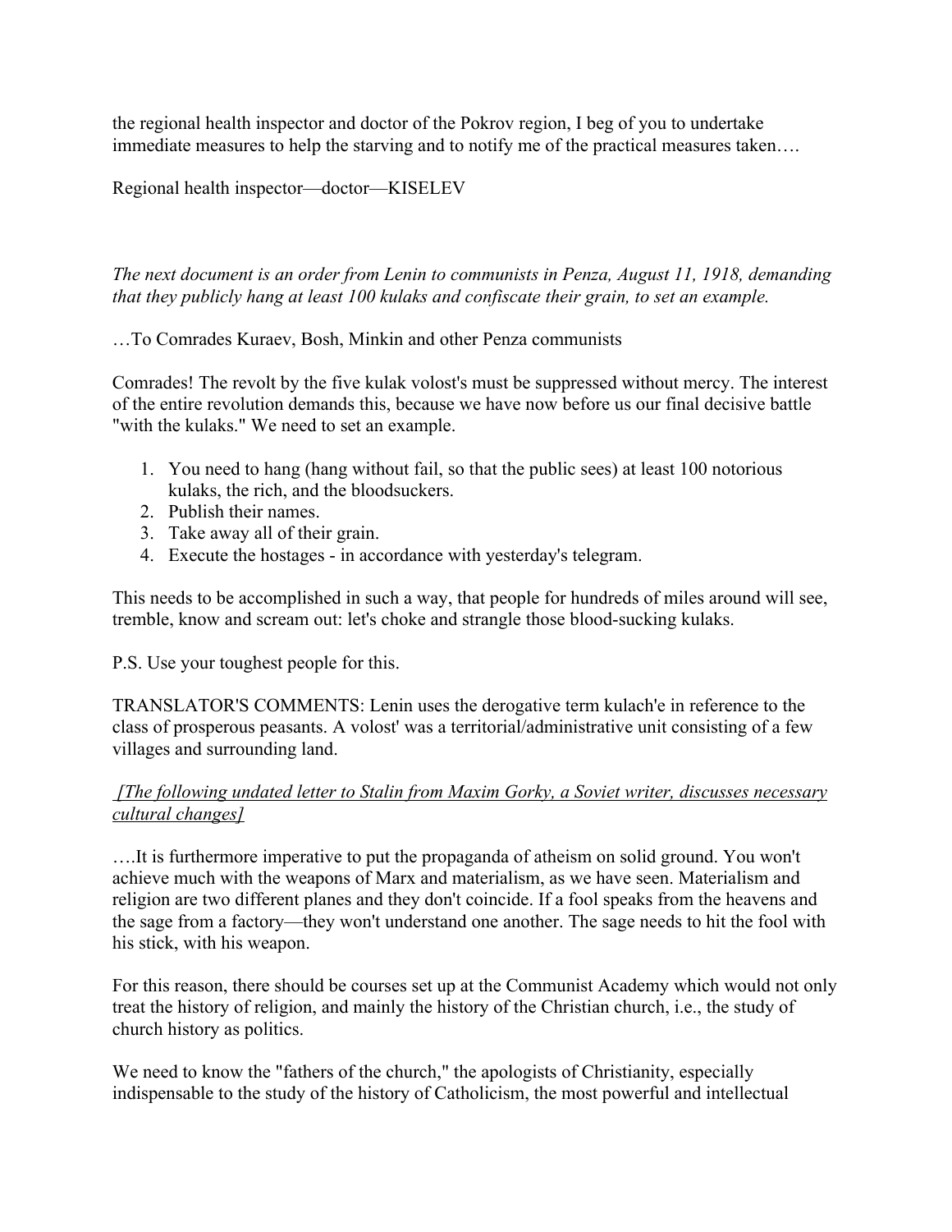the regional health inspector and doctor of the Pokrov region, I beg of you to undertake immediate measures to help the starving and to notify me of the practical measures taken….

Regional health inspector—doctor—KISELEV

*The next document is an order from Lenin to communists in Penza, August 11, 1918, demanding that they publicly hang at least 100 kulaks and confiscate their grain, to set an example.*

…To Comrades Kuraev, Bosh, Minkin and other Penza communists

Comrades! The revolt by the five kulak volost's must be suppressed without mercy. The interest of the entire revolution demands this, because we have now before us our final decisive battle "with the kulaks." We need to set an example.

1. You need to hang (hang without fail, so that the public sees) at least 100 notorious kulaks, the rich, and the bloodsuckers.
2. Publish their names.
3. Take away all of their grain.
4. Execute the hostages - in accordance with yesterday's telegram.

This needs to be accomplished in such a way, that people for hundreds of miles around will see, tremble, know and scream out: let's choke and strangle those blood-sucking kulaks.

P.S. Use your toughest people for this.

TRANSLATOR'S COMMENTS: Lenin uses the derogative term kulach'e in reference to the class of prosperous peasants. A volost' was a territorial/administrative unit consisting of a few villages and surrounding land.

*[The following undated letter to Stalin from Maxim Gorky, a Soviet writer, discusses necessary cultural changes]*

….It is furthermore imperative to put the propaganda of atheism on solid ground. You won't achieve much with the weapons of Marx and materialism, as we have seen. Materialism and religion are two different planes and they don't coincide. If a fool speaks from the heavens and the sage from a factory—they won't understand one another. The sage needs to hit the fool with his stick, with his weapon.

For this reason, there should be courses set up at the Communist Academy which would not only treat the history of religion, and mainly the history of the Christian church, i.e., the study of church history as politics.

We need to know the "fathers of the church," the apologists of Christianity, especially indispensable to the study of the history of Catholicism, the most powerful and intellectual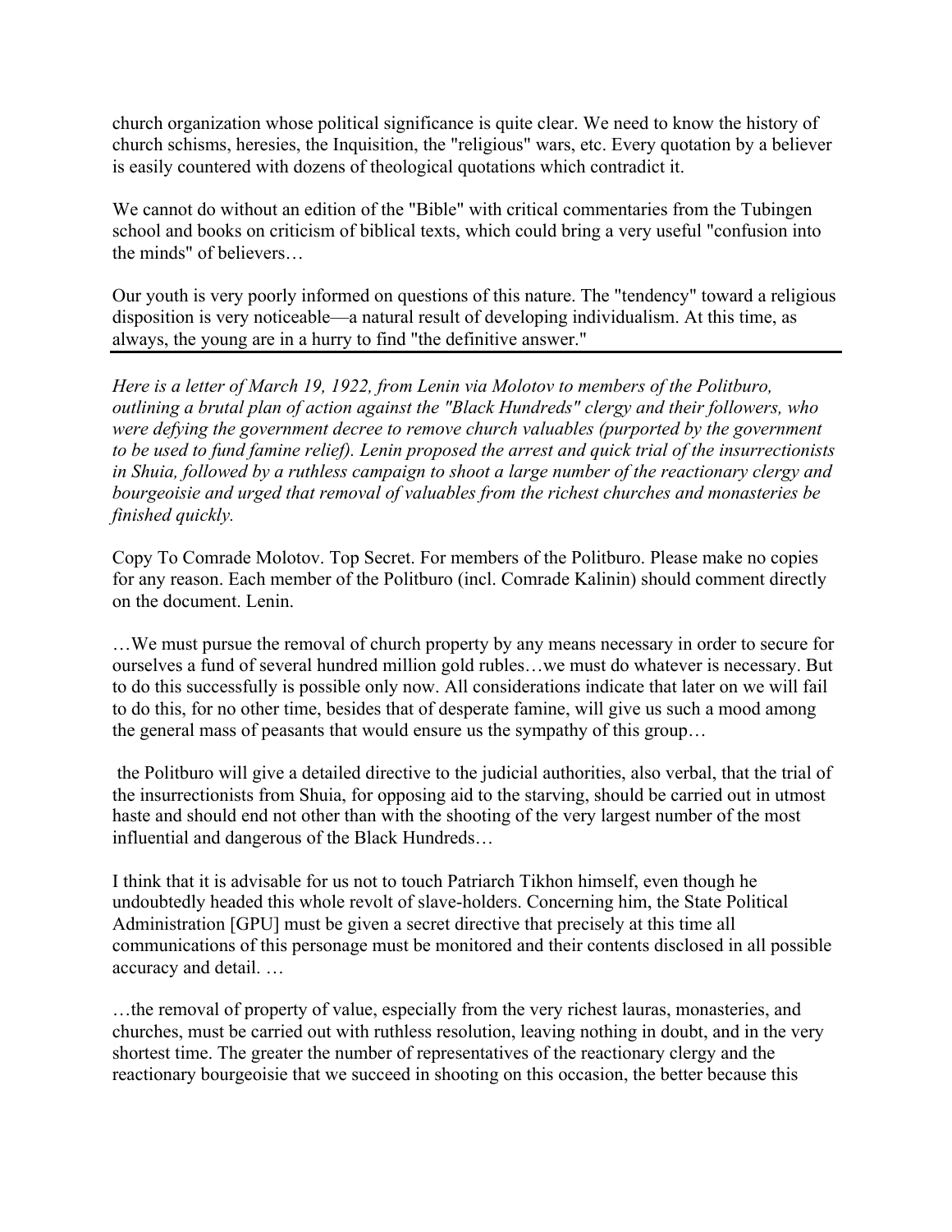church organization whose political significance is quite clear. We need to know the history of church schisms, heresies, the Inquisition, the "religious" wars, etc. Every quotation by a believer is easily countered with dozens of theological quotations which contradict it.

We cannot do without an edition of the "Bible" with critical commentaries from the Tubingen school and books on criticism of biblical texts, which could bring a very useful "confusion into the minds" of believers…

Our youth is very poorly informed on questions of this nature. The "tendency" toward a religious disposition is very noticeable—a natural result of developing individualism. At this time, as always, the young are in a hurry to find "the definitive answer."

---

*Here is a letter of March 19, 1922, from Lenin via Molotov to members of the Politburo, outlining a brutal plan of action against the "Black Hundreds" clergy and their followers, who were defying the government decree to remove church valuables (purported by the government to be used to fund famine relief). Lenin proposed the arrest and quick trial of the insurrectionists in Shuia, followed by a ruthless campaign to shoot a large number of the reactionary clergy and bourgeoisie and urged that removal of valuables from the richest churches and monasteries be finished quickly.*

Copy To Comrade Molotov. Top Secret. For members of the Politburo. Please make no copies for any reason. Each member of the Politburo (incl. Comrade Kalinin) should comment directly on the document. Lenin.

…We must pursue the removal of church property by any means necessary in order to secure for ourselves a fund of several hundred million gold rubles…we must do whatever is necessary. But to do this successfully is possible only now. All considerations indicate that later on we will fail to do this, for no other time, besides that of desperate famine, will give us such a mood among the general mass of peasants that would ensure us the sympathy of this group…

the Politburo will give a detailed directive to the judicial authorities, also verbal, that the trial of the insurrectionists from Shuia, for opposing aid to the starving, should be carried out in utmost haste and should end not other than with the shooting of the very largest number of the most influential and dangerous of the Black Hundreds…

I think that it is advisable for us not to touch Patriarch Tikhon himself, even though he undoubtedly headed this whole revolt of slave-holders. Concerning him, the State Political Administration [GPU] must be given a secret directive that precisely at this time all communications of this personage must be monitored and their contents disclosed in all possible accuracy and detail. …

…the removal of property of value, especially from the very richest lauras, monasteries, and churches, must be carried out with ruthless resolution, leaving nothing in doubt, and in the very shortest time. The greater the number of representatives of the reactionary clergy and the reactionary bourgeoisie that we succeed in shooting on this occasion, the better because this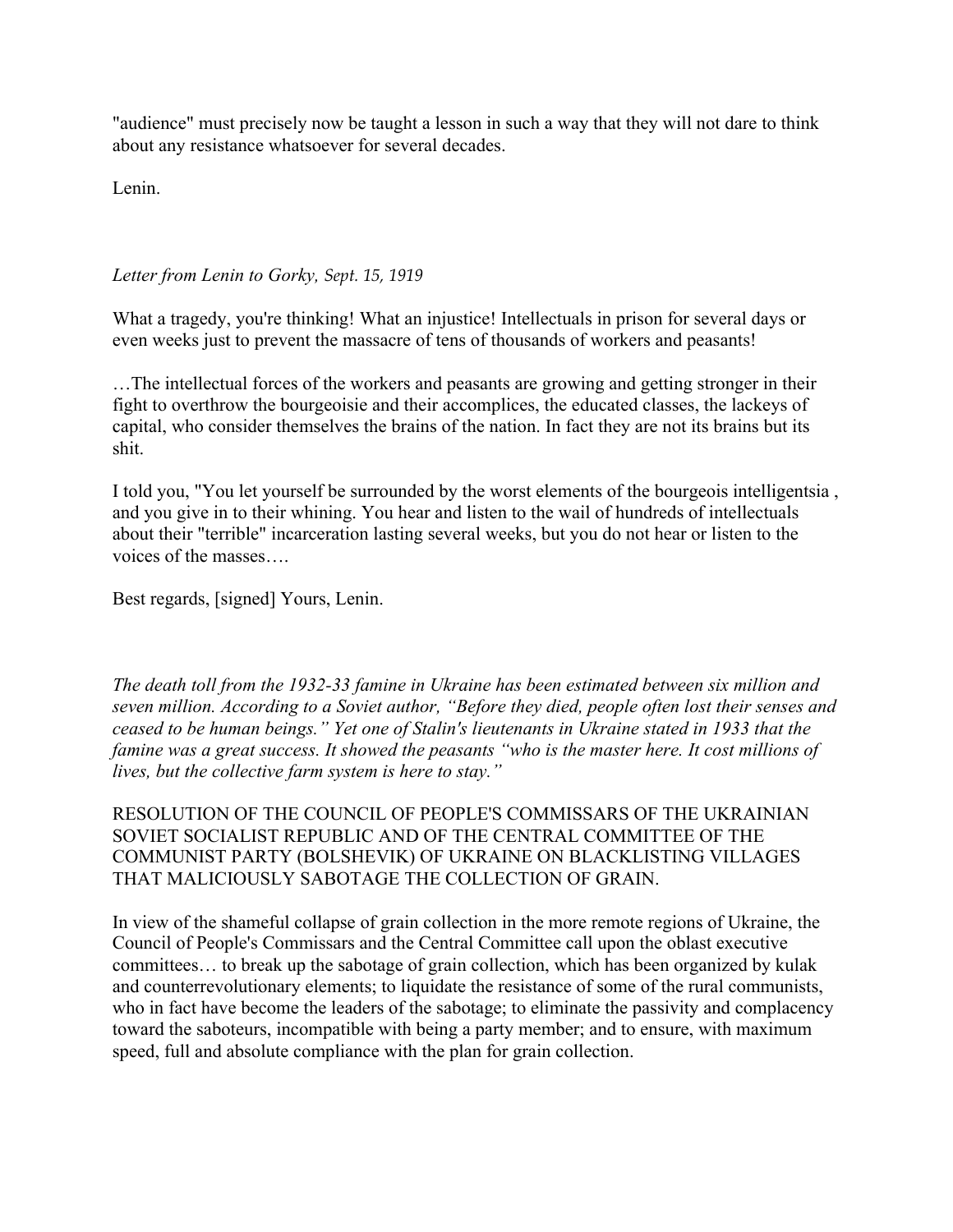"audience" must precisely now be taught a lesson in such a way that they will not dare to think about any resistance whatsoever for several decades.

Lenin.

*Letter from Lenin to Gorky, Sept. 15, 1919*

What a tragedy, you're thinking! What an injustice! Intellectuals in prison for several days or even weeks just to prevent the massacre of tens of thousands of workers and peasants!

…The intellectual forces of the workers and peasants are growing and getting stronger in their fight to overthrow the bourgeoisie and their accomplices, the educated classes, the lackeys of capital, who consider themselves the brains of the nation. In fact they are not its brains but its shit.

I told you, "You let yourself be surrounded by the worst elements of the bourgeois intelligentsia , and you give in to their whining. You hear and listen to the wail of hundreds of intellectuals about their "terrible" incarceration lasting several weeks, but you do not hear or listen to the voices of the masses….

Best regards, [signed] Yours, Lenin.

*The death toll from the 1932-33 famine in Ukraine has been estimated between six million and seven million. According to a Soviet author, "Before they died, people often lost their senses and ceased to be human beings." Yet one of Stalin's lieutenants in Ukraine stated in 1933 that the famine was a great success. It showed the peasants "who is the master here. It cost millions of lives, but the collective farm system is here to stay."*

RESOLUTION OF THE COUNCIL OF PEOPLE'S COMMISSARS OF THE UKRAINIAN SOVIET SOCIALIST REPUBLIC AND OF THE CENTRAL COMMITTEE OF THE COMMUNIST PARTY (BOLSHEVIK) OF UKRAINE ON BLACKLISTING VILLAGES THAT MALICIOUSLY SABOTAGE THE COLLECTION OF GRAIN.

In view of the shameful collapse of grain collection in the more remote regions of Ukraine, the Council of People's Commissars and the Central Committee call upon the oblast executive committees… to break up the sabotage of grain collection, which has been organized by kulak and counterrevolutionary elements; to liquidate the resistance of some of the rural communists, who in fact have become the leaders of the sabotage; to eliminate the passivity and complacency toward the saboteurs, incompatible with being a party member; and to ensure, with maximum speed, full and absolute compliance with the plan for grain collection.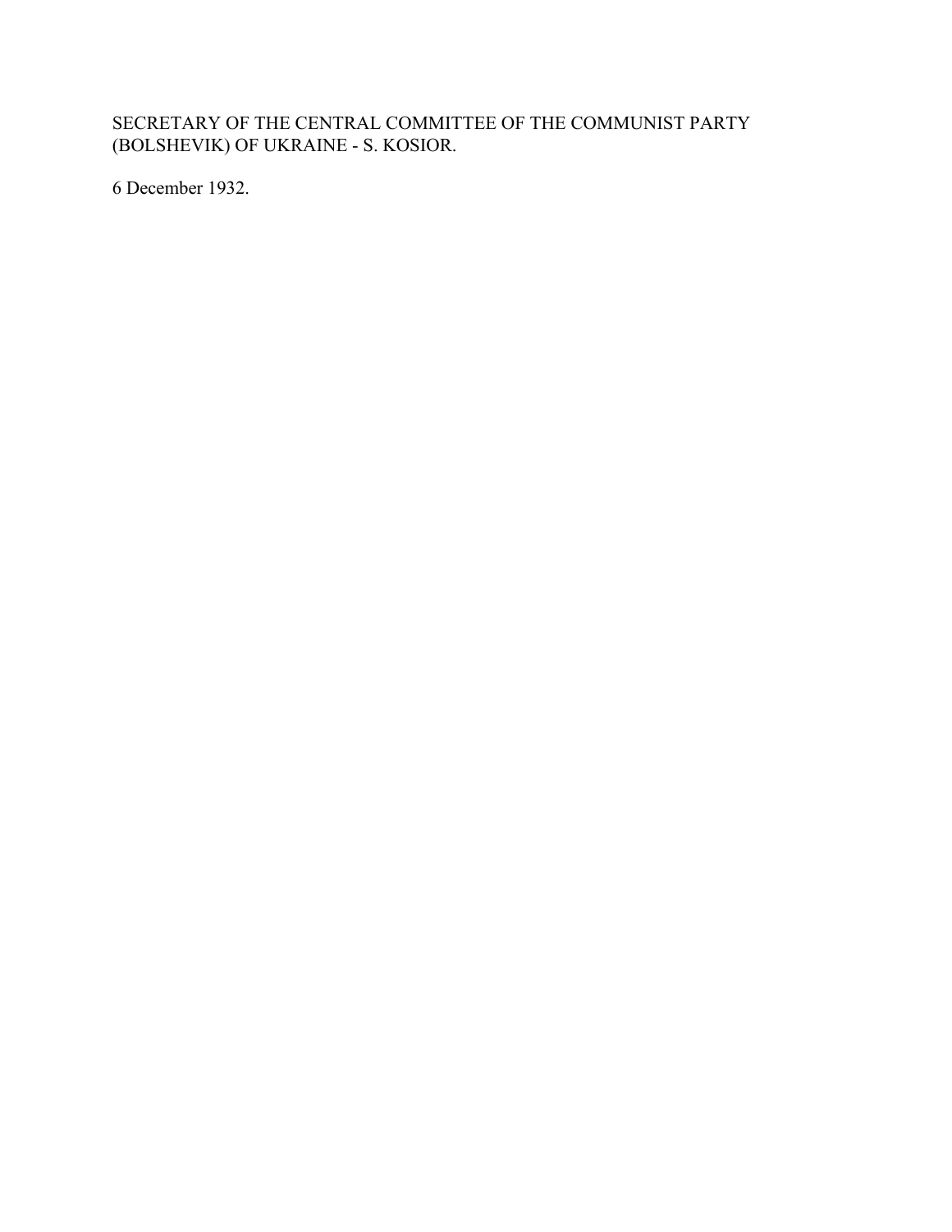SECRETARY OF THE CENTRAL COMMITTEE OF THE COMMUNIST PARTY (BOLSHEVIK) OF UKRAINE - S. KOSIOR.

6 December 1932.